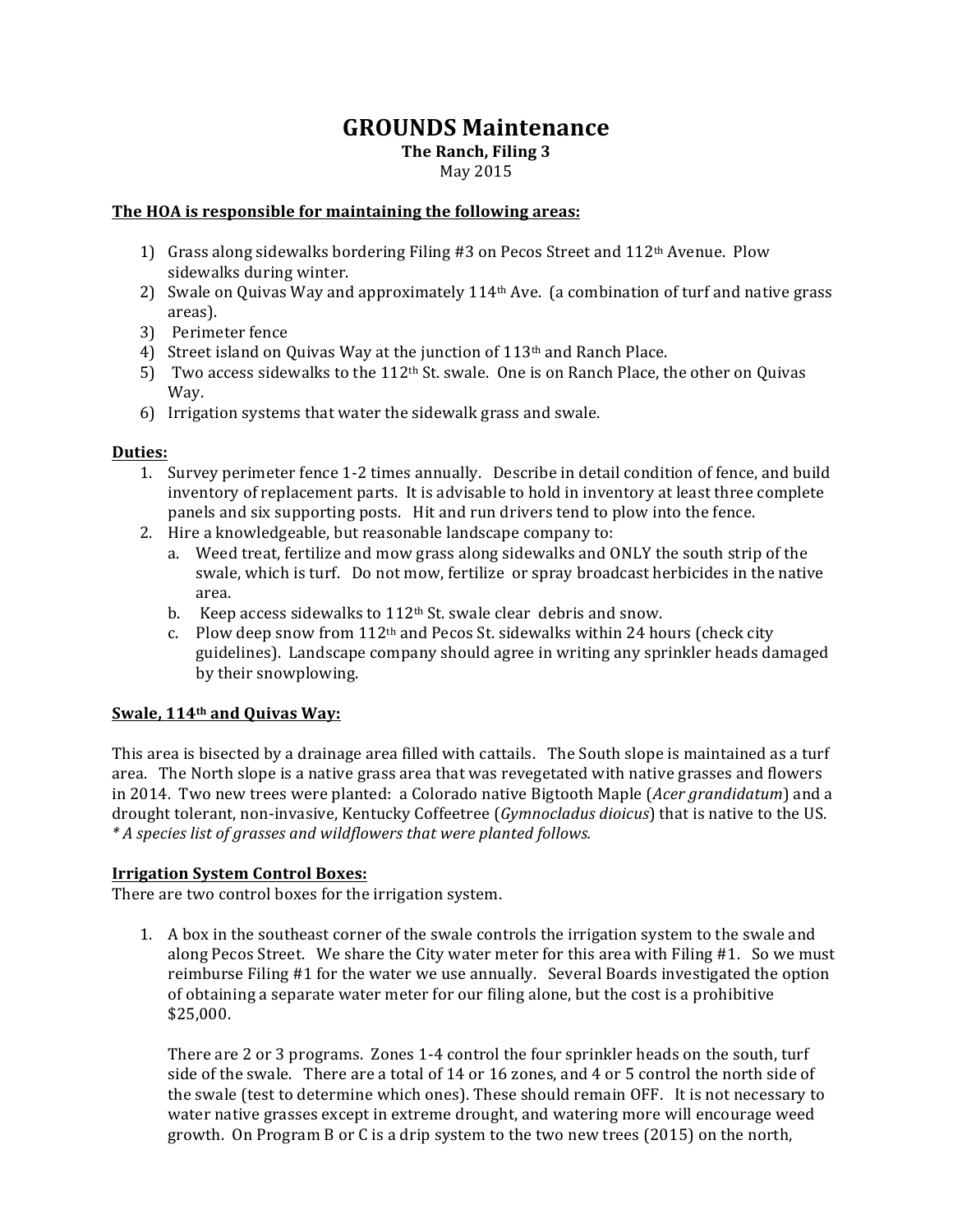# GROUNDS Maintenance

**The Ranch, Filing 3**

May 2015

**The HOA is responsible for maintaining the following areas:**

1) Grass along sidewalks bordering Filing #3 on Pecos Street and 112th Avenue. Plow sidewalks during winter.
2) Swale on Quivas Way and approximately 114th Ave. (a combination of turf and native grass areas).
3) Perimeter fence
4) Street island on Quivas Way at the junction of 113th and Ranch Place.
5) Two access sidewalks to the 112th St. swale. One is on Ranch Place, the other on Quivas Way.
6) Irrigation systems that water the sidewalk grass and swale.

**Duties:**

1. Survey perimeter fence 1-2 times annually. Describe in detail condition of fence, and build inventory of replacement parts. It is advisable to hold in inventory at least three complete panels and six supporting posts. Hit and run drivers tend to plow into the fence.
2. Hire a knowledgeable, but reasonable landscape company to:
   a. Weed treat, fertilize and mow grass along sidewalks and ONLY the south strip of the swale, which is turf. Do not mow, fertilize or spray broadcast herbicides in the native area.
   b. Keep access sidewalks to 112th St. swale clear debris and snow.
   c. Plow deep snow from 112th and Pecos St. sidewalks within 24 hours (check city guidelines). Landscape company should agree in writing any sprinkler heads damaged by their snowplowing.

**Swale, 114th and Quivas Way:**

This area is bisected by a drainage area filled with cattails. The South slope is maintained as a turf area. The North slope is a native grass area that was revegetated with native grasses and flowers in 2014. Two new trees were planted: a Colorado native Bigtooth Maple (*Acer grandidatum*) and a drought tolerant, non-invasive, Kentucky Coffeetree (*Gymnocladus dioicus*) that is native to the US. *\* A species list of grasses and wildflowers that were planted follows.*

**Irrigation System Control Boxes:**

There are two control boxes for the irrigation system.

1. A box in the southeast corner of the swale controls the irrigation system to the swale and along Pecos Street. We share the City water meter for this area with Filing #1. So we must reimburse Filing #1 for the water we use annually. Several Boards investigated the option of obtaining a separate water meter for our filing alone, but the cost is a prohibitive $25,000.

   There are 2 or 3 programs. Zones 1-4 control the four sprinkler heads on the south, turf side of the swale. There are a total of 14 or 16 zones, and 4 or 5 control the north side of the swale (test to determine which ones). These should remain OFF. It is not necessary to water native grasses except in extreme drought, and watering more will encourage weed growth. On Program B or C is a drip system to the two new trees (2015) on the north,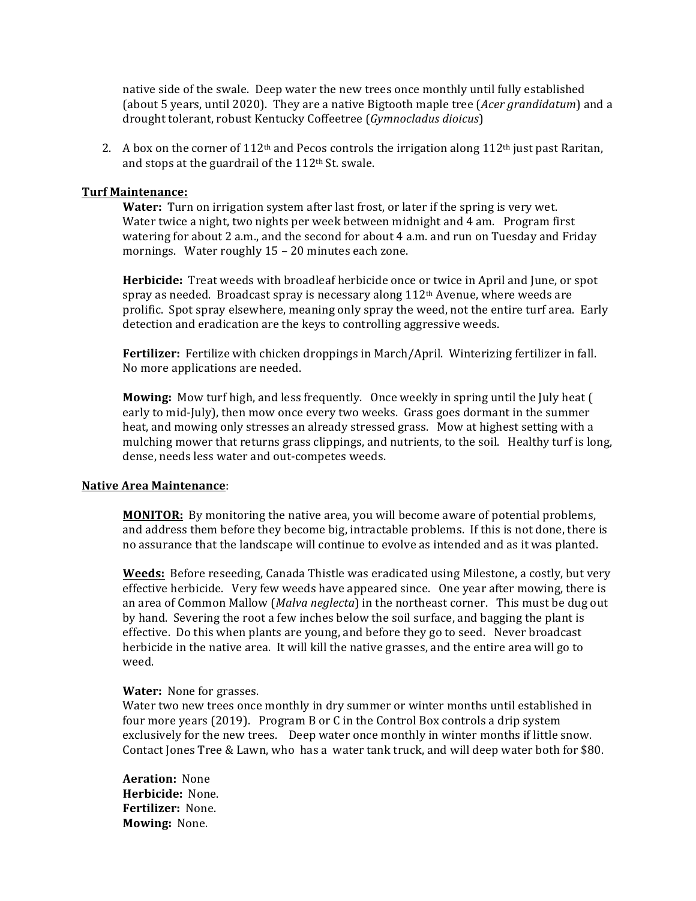native side of the swale. Deep water the new trees once monthly until fully established (about 5 years, until 2020). They are a native Bigtooth maple tree (*Acer grandidatum*) and a drought tolerant, robust Kentucky Coffeetree (*Gymnocladus dioicus*)

2. A box on the corner of 112th and Pecos controls the irrigation along 112th just past Raritan, and stops at the guardrail of the 112th St. swale.

**Turf Maintenance:**

**Water:** Turn on irrigation system after last frost, or later if the spring is very wet. Water twice a night, two nights per week between midnight and 4 am. Program first watering for about 2 a.m., and the second for about 4 a.m. and run on Tuesday and Friday mornings. Water roughly 15 – 20 minutes each zone.

**Herbicide:** Treat weeds with broadleaf herbicide once or twice in April and June, or spot spray as needed. Broadcast spray is necessary along 112th Avenue, where weeds are prolific. Spot spray elsewhere, meaning only spray the weed, not the entire turf area. Early detection and eradication are the keys to controlling aggressive weeds.

**Fertilizer:** Fertilize with chicken droppings in March/April. Winterizing fertilizer in fall. No more applications are needed.

**Mowing:** Mow turf high, and less frequently. Once weekly in spring until the July heat ( early to mid-July), then mow once every two weeks. Grass goes dormant in the summer heat, and mowing only stresses an already stressed grass. Mow at highest setting with a mulching mower that returns grass clippings, and nutrients, to the soil. Healthy turf is long, dense, needs less water and out-competes weeds.

**Native Area Maintenance**:

**MONITOR:** By monitoring the native area, you will become aware of potential problems, and address them before they become big, intractable problems. If this is not done, there is no assurance that the landscape will continue to evolve as intended and as it was planted.

**Weeds:** Before reseeding, Canada Thistle was eradicated using Milestone, a costly, but very effective herbicide. Very few weeds have appeared since. One year after mowing, there is an area of Common Mallow (*Malva neglecta*) in the northeast corner. This must be dug out by hand. Severing the root a few inches below the soil surface, and bagging the plant is effective. Do this when plants are young, and before they go to seed. Never broadcast herbicide in the native area. It will kill the native grasses, and the entire area will go to weed.

**Water:** None for grasses.
Water two new trees once monthly in dry summer or winter months until established in four more years (2019). Program B or C in the Control Box controls a drip system exclusively for the new trees. Deep water once monthly in winter months if little snow. Contact Jones Tree & Lawn, who has a water tank truck, and will deep water both for $80.

**Aeration:** None
**Herbicide:** None.
**Fertilizer:** None.
**Mowing:** None.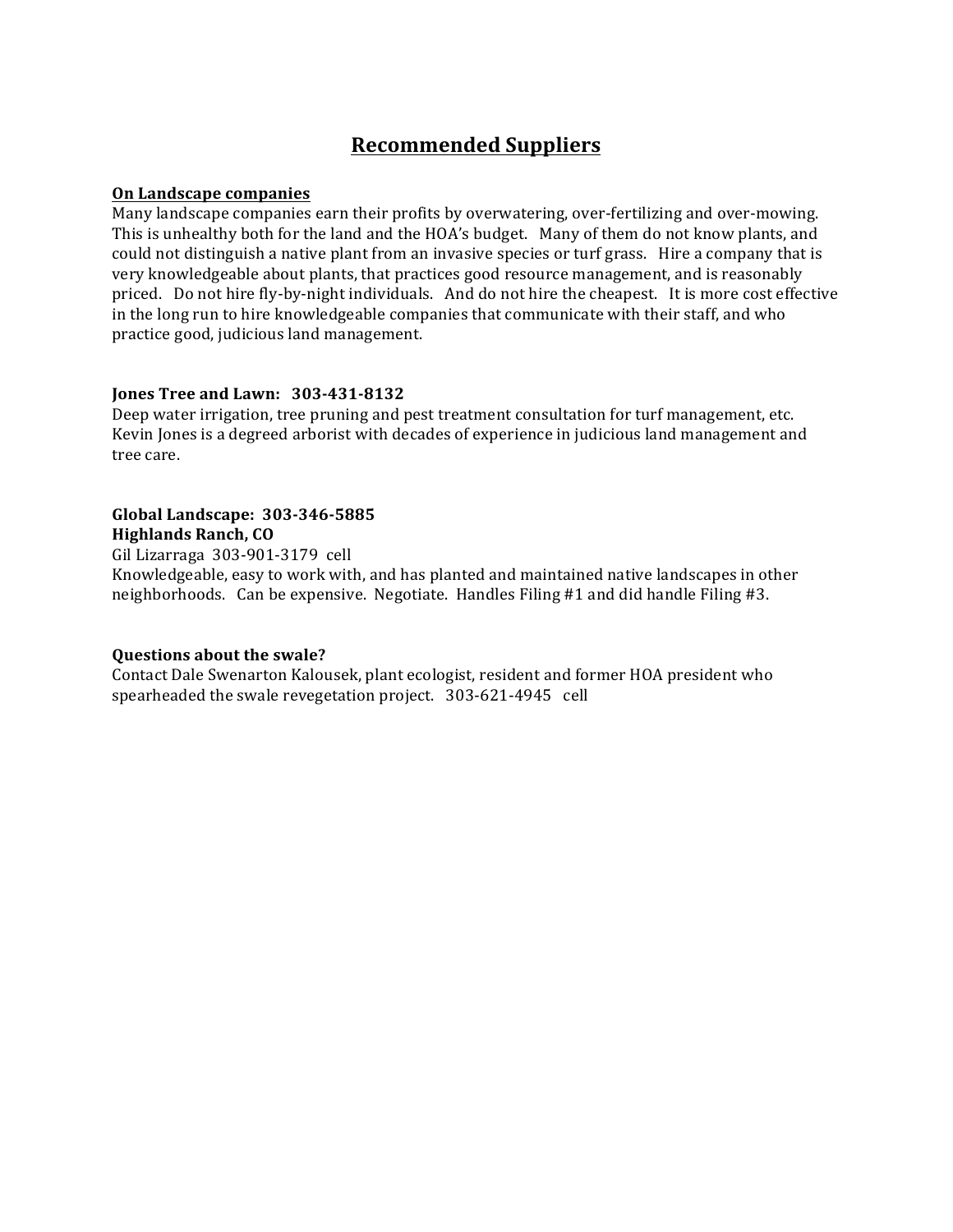# Recommended Suppliers

**On Landscape companies**

Many landscape companies earn their profits by overwatering, over-fertilizing and over-mowing. This is unhealthy both for the land and the HOA's budget. Many of them do not know plants, and could not distinguish a native plant from an invasive species or turf grass. Hire a company that is very knowledgeable about plants, that practices good resource management, and is reasonably priced. Do not hire fly-by-night individuals. And do not hire the cheapest. It is more cost effective in the long run to hire knowledgeable companies that communicate with their staff, and who practice good, judicious land management.

**Jones Tree and Lawn: 303-431-8132**

Deep water irrigation, tree pruning and pest treatment consultation for turf management, etc. Kevin Jones is a degreed arborist with decades of experience in judicious land management and tree care.

**Global Landscape: 303-346-5885**
**Highlands Ranch, CO**

Gil Lizarraga 303-901-3179 cell

Knowledgeable, easy to work with, and has planted and maintained native landscapes in other neighborhoods. Can be expensive. Negotiate. Handles Filing #1 and did handle Filing #3.

**Questions about the swale?**

Contact Dale Swenarton Kalousek, plant ecologist, resident and former HOA president who spearheaded the swale revegetation project. 303-621-4945 cell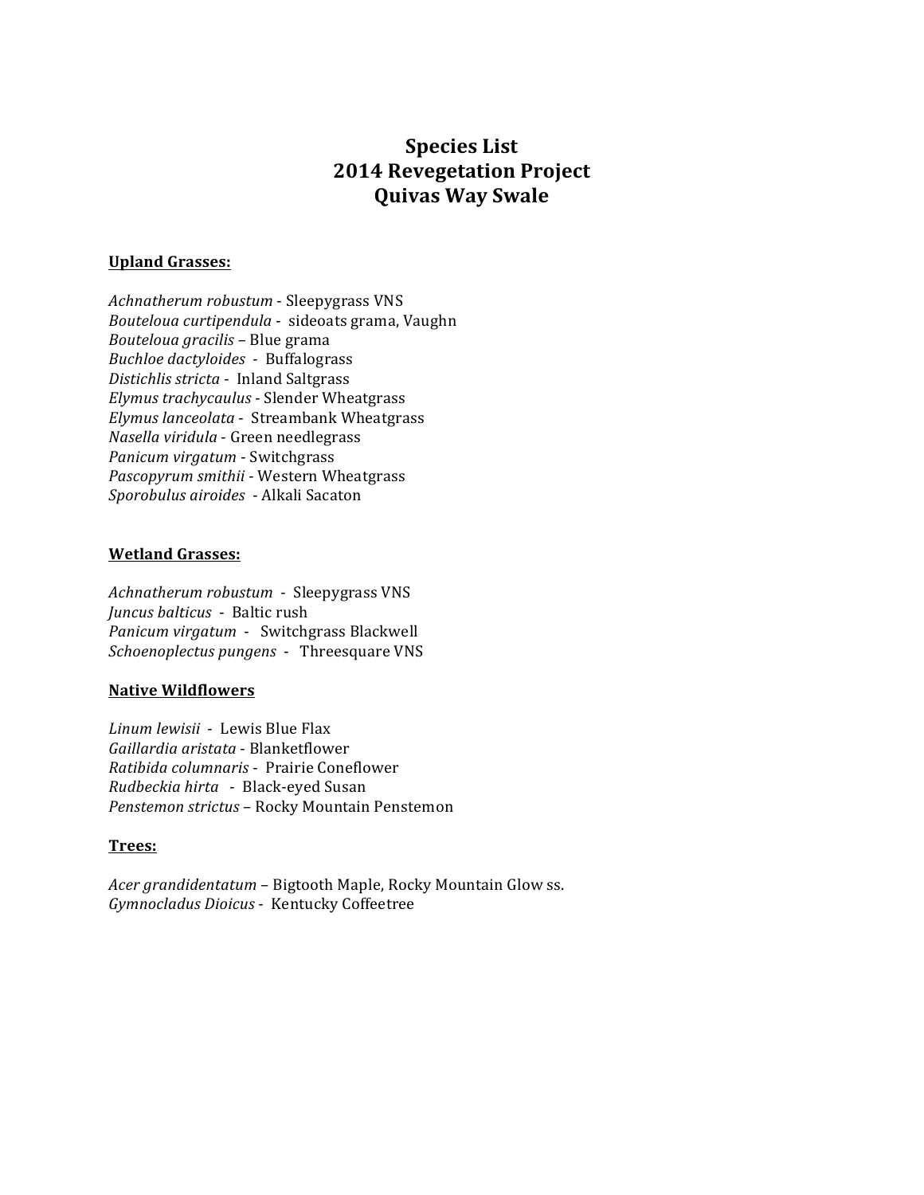# Species List
# 2014 Revegetation Project
# Quivas Way Swale

**Upland Grasses:**

*Achnatherum robustum* - Sleepygrass VNS
*Bouteloua curtipendula* - sideoats grama, Vaughn
*Bouteloua gracilis* – Blue grama
*Buchloe dactyloides* - Buffalograss
*Distichlis stricta* - Inland Saltgrass
*Elymus trachycaulus* - Slender Wheatgrass
*Elymus lanceolata* - Streambank Wheatgrass
*Nasella viridula* - Green needlegrass
*Panicum virgatum* - Switchgrass
*Pascopyrum smithii* - Western Wheatgrass
*Sporobulus airoides* - Alkali Sacaton

**Wetland Grasses:**

*Achnatherum robustum* - Sleepygrass VNS
*Juncus balticus* - Baltic rush
*Panicum virgatum* - Switchgrass Blackwell
*Schoenoplectus pungens* - Threesquare VNS

**Native Wildflowers**

*Linum lewisii* - Lewis Blue Flax
*Gaillardia aristata* - Blanketflower
*Ratibida columnaris* - Prairie Coneflower
*Rudbeckia hirta* - Black-eyed Susan
*Penstemon strictus* – Rocky Mountain Penstemon

**Trees:**

*Acer grandidentatum* – Bigtooth Maple, Rocky Mountain Glow ss.
*Gymnocladus Dioicus* - Kentucky Coffeetree